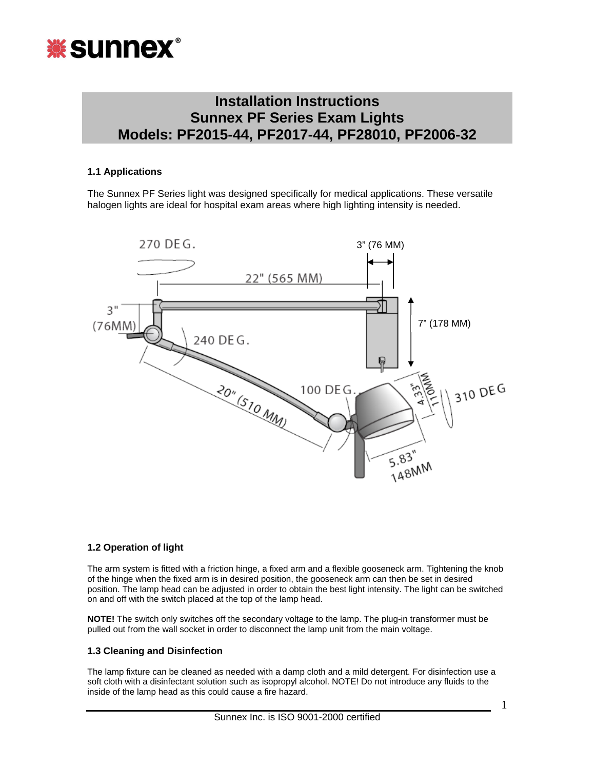# Installation Instructions
# Sunnex PF Series Exam Lights
# Models: PF2015-44, PF2017-44, PF28010, PF2006-32

### 1.1 Applications

The Sunnex PF Series light was designed specifically for medical applications. These versatile halogen lights are ideal for hospital exam areas where high lighting intensity is needed.

### 1.2 Operation of light

The arm system is fitted with a friction hinge, a fixed arm and a flexible gooseneck arm. Tightening the knob of the hinge when the fixed arm is in desired position, the gooseneck arm can then be set in desired position. The lamp head can be adjusted in order to obtain the best light intensity. The light can be switched on and off with the switch placed at the top of the lamp head.

**NOTE!** The switch only switches off the secondary voltage to the lamp. The plug-in transformer must be pulled out from the wall socket in order to disconnect the lamp unit from the main voltage.

### 1.3 Cleaning and Disinfection

The lamp fixture can be cleaned as needed with a damp cloth and a mild detergent. For disinfection use a soft cloth with a disinfectant solution such as isopropyl alcohol. NOTE! Do not introduce any fluids to the inside of the lamp head as this could cause a fire hazard.

Sunnex Inc. is ISO 9001-2000 certified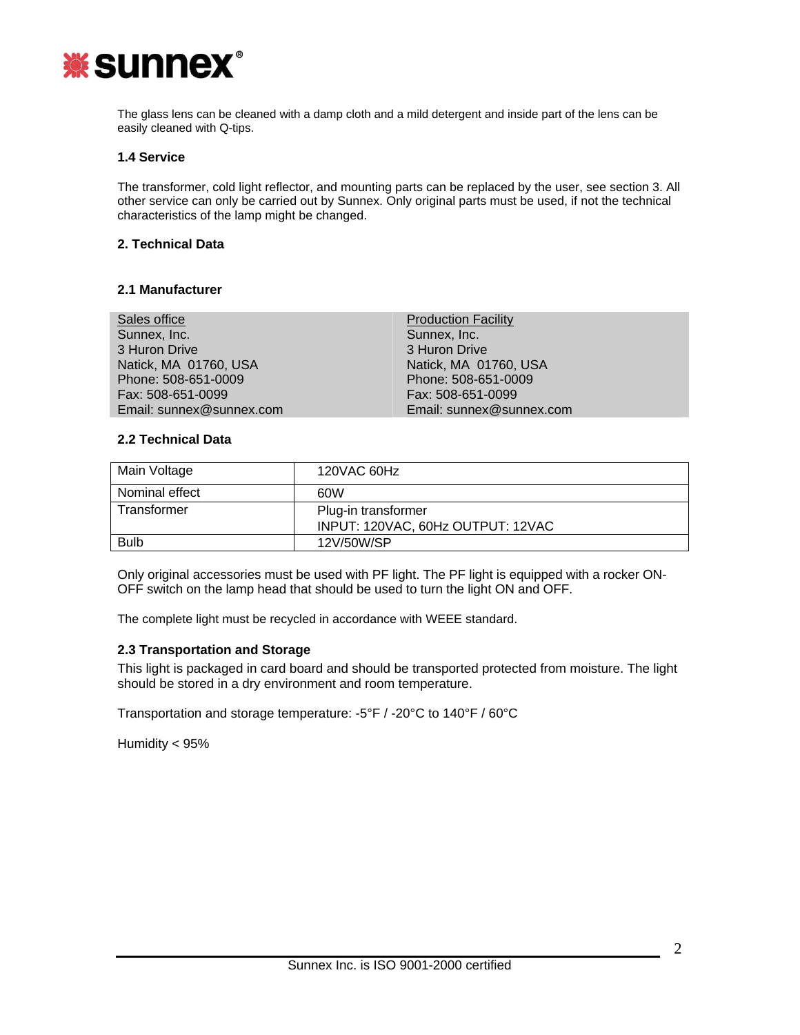The glass lens can be cleaned with a damp cloth and a mild detergent and inside part of the lens can be easily cleaned with Q-tips.

### 1.4 Service

The transformer, cold light reflector, and mounting parts can be replaced by the user, see section 3. All other service can only be carried out by Sunnex. Only original parts must be used, if not the technical characteristics of the lamp might be changed.

## 2. Technical Data

### 2.1 Manufacturer

| Sales office | Production Facility |
|---|---|
| Sunnex, Inc. | Sunnex, Inc. |
| 3 Huron Drive | 3 Huron Drive |
| Natick, MA 01760, USA | Natick, MA 01760, USA |
| Phone: 508-651-0009 | Phone: 508-651-0009 |
| Fax: 508-651-0099 | Fax: 508-651-0099 |
| Email: sunnex@sunnex.com | Email: sunnex@sunnex.com |

### 2.2 Technical Data

| | |
|---|---|
| Main Voltage | 120VAC 60Hz |
| Nominal effect | 60W |
| Transformer | Plug-in transformer<br>INPUT: 120VAC, 60Hz OUTPUT: 12VAC |
| Bulb | 12V/50W/SP |

Only original accessories must be used with PF light. The PF light is equipped with a rocker ON-OFF switch on the lamp head that should be used to turn the light ON and OFF.

The complete light must be recycled in accordance with WEEE standard.

### 2.3 Transportation and Storage

This light is packaged in card board and should be transported protected from moisture. The light should be stored in a dry environment and room temperature.

Transportation and storage temperature: -5°F / -20°C to 140°F / 60°C

Humidity < 95%

Sunnex Inc. is ISO 9001-2000 certified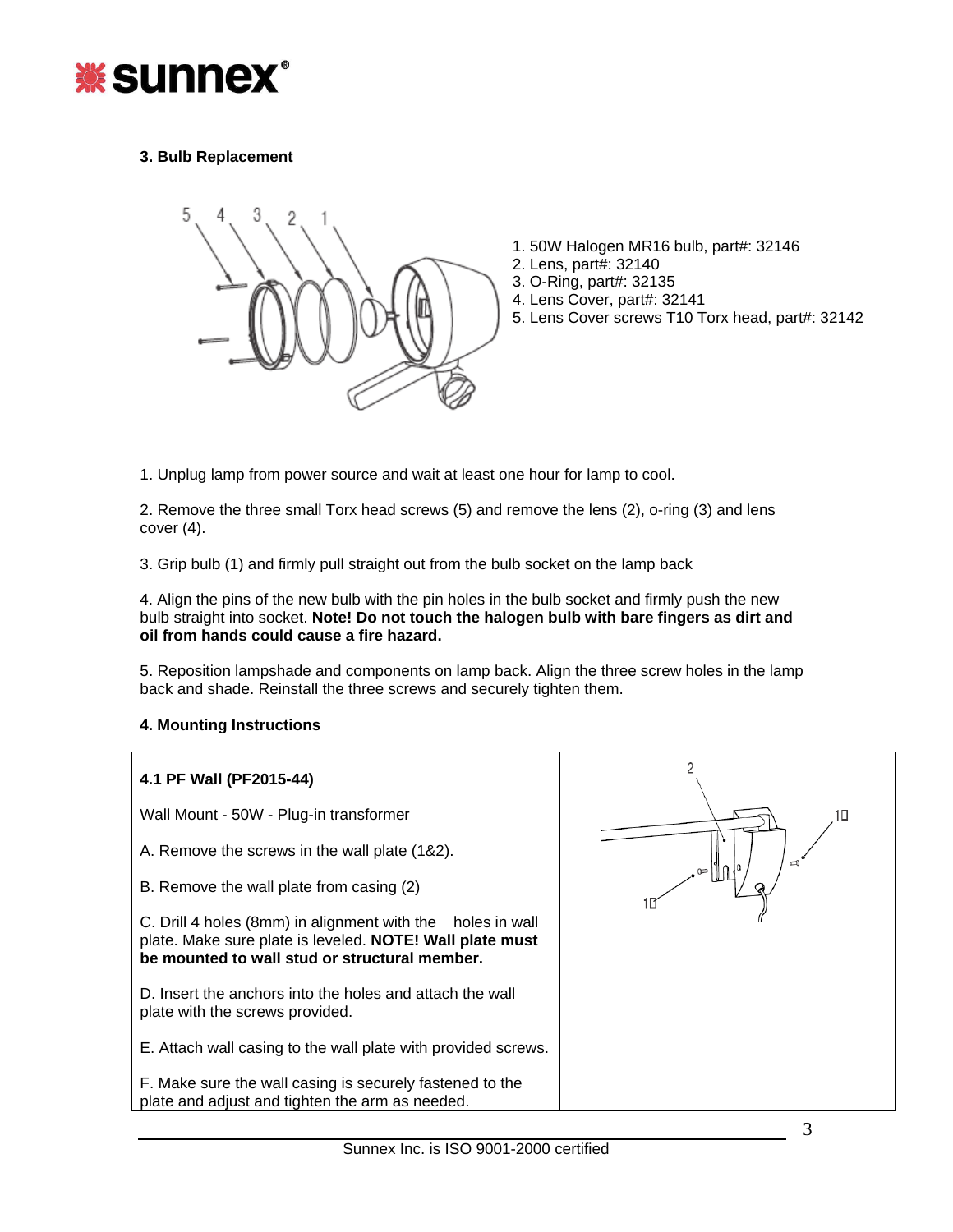### 3. Bulb Replacement

1. 50W Halogen MR16 bulb, part#: 32146
2. Lens, part#: 32140
3. O-Ring, part#: 32135
4. Lens Cover, part#: 32141
5. Lens Cover screws T10 Torx head, part#: 32142

1. Unplug lamp from power source and wait at least one hour for lamp to cool.

2. Remove the three small Torx head screws (5) and remove the lens (2), o-ring (3) and lens cover (4).

3. Grip bulb (1) and firmly pull straight out from the bulb socket on the lamp back

4. Align the pins of the new bulb with the pin holes in the bulb socket and firmly push the new bulb straight into socket. **Note! Do not touch the halogen bulb with bare fingers as dirt and oil from hands could cause a fire hazard.**

5. Reposition lampshade and components on lamp back. Align the three screw holes in the lamp back and shade. Reinstall the three screws and securely tighten them.

### 4. Mounting Instructions

**4.1 PF Wall (PF2015-44)**

Wall Mount - 50W - Plug-in transformer

A. Remove the screws in the wall plate (1&2).

B. Remove the wall plate from casing (2)

C. Drill 4 holes (8mm) in alignment with the holes in wall plate. Make sure plate is leveled. **NOTE! Wall plate must be mounted to wall stud or structural member.**

D. Insert the anchors into the holes and attach the wall plate with the screws provided.

E. Attach wall casing to the wall plate with provided screws.

F. Make sure the wall casing is securely fastened to the plate and adjust and tighten the arm as needed.

Sunnex Inc. is ISO 9001-2000 certified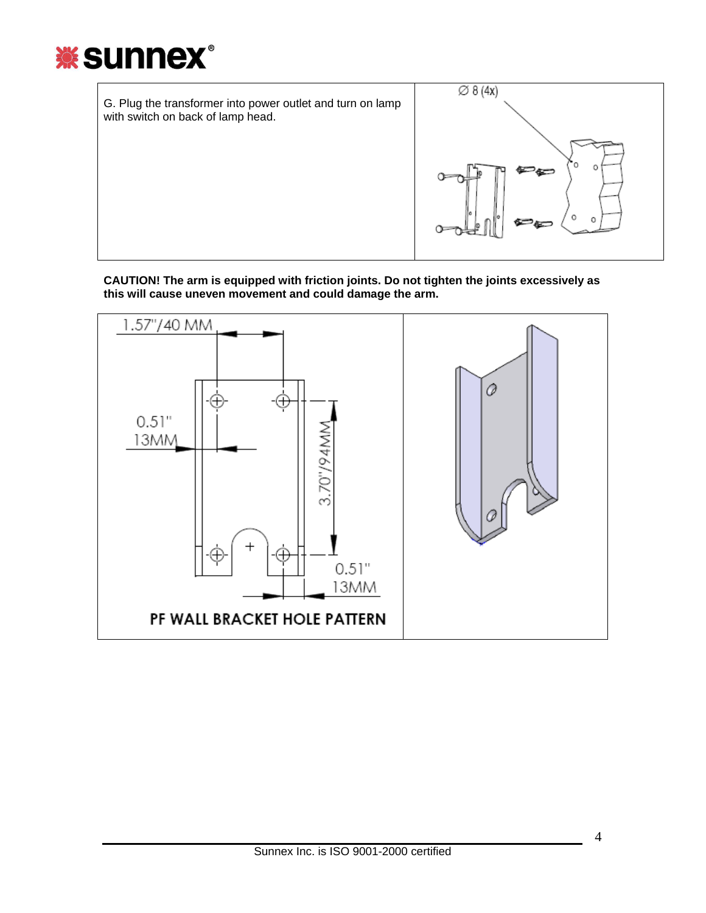G. Plug the transformer into power outlet and turn on lamp with switch on back of lamp head.

∅ 8 (4x)

**CAUTION! The arm is equipped with friction joints. Do not tighten the joints excessively as this will cause uneven movement and could damage the arm.**

1.57"/40 MM

0.51" 13MM

3.70"/94MM

0.51" 13MM

PF WALL BRACKET HOLE PATTERN

Sunnex Inc. is ISO 9001-2000 certified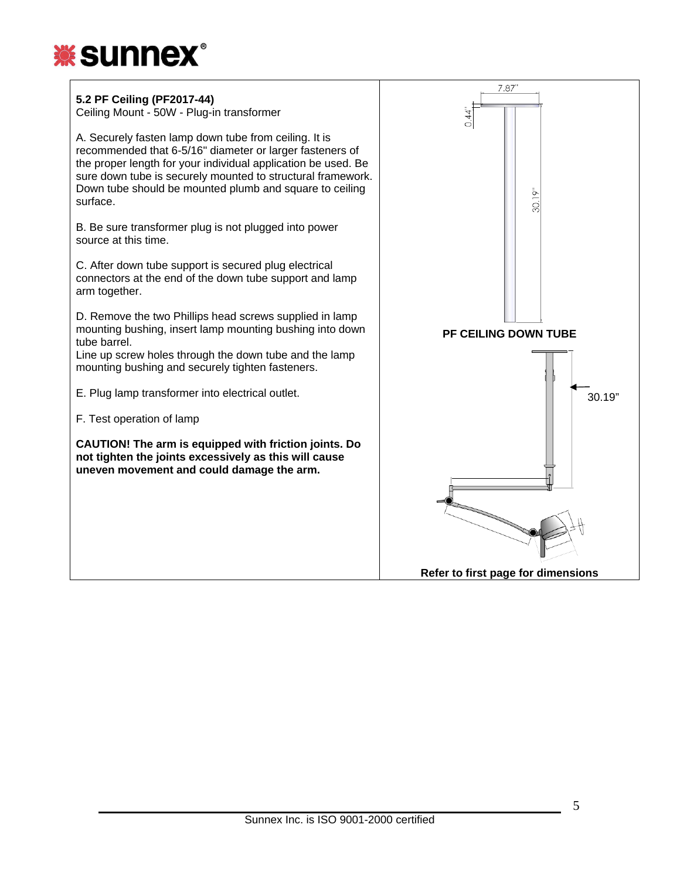## 5.2 PF Ceiling (PF2017-44)

Ceiling Mount - 50W - Plug-in transformer

A. Securely fasten lamp down tube from ceiling. It is recommended that 6-5/16" diameter or larger fasteners of the proper length for your individual application be used. Be sure down tube is securely mounted to structural framework. Down tube should be mounted plumb and square to ceiling surface.

B. Be sure transformer plug is not plugged into power source at this time.

C. After down tube support is secured plug electrical connectors at the end of the down tube support and lamp arm together.

D. Remove the two Phillips head screws supplied in lamp mounting bushing, insert lamp mounting bushing into down tube barrel.
Line up screw holes through the down tube and the lamp mounting bushing and securely tighten fasteners.

E. Plug lamp transformer into electrical outlet.

F. Test operation of lamp

**CAUTION! The arm is equipped with friction joints. Do not tighten the joints excessively as this will cause uneven movement and could damage the arm.**

7.87"

0.44"

30.19"

**PF CEILING DOWN TUBE**

30.19"

**Refer to first page for dimensions**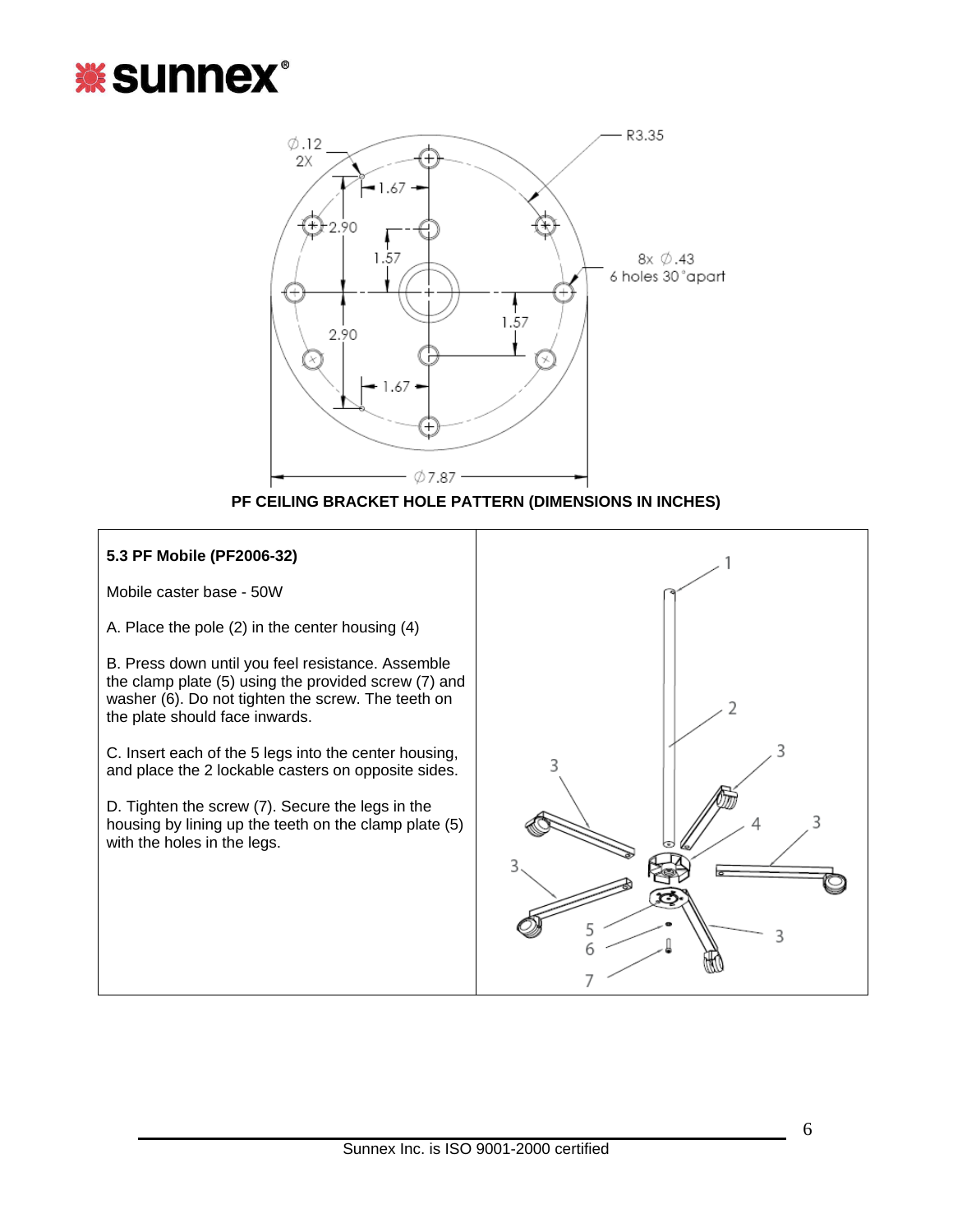**PF CEILING BRACKET HOLE PATTERN (DIMENSIONS IN INCHES)**

### 5.3 PF Mobile (PF2006-32)

Mobile caster base - 50W

A. Place the pole (2) in the center housing (4)

B. Press down until you feel resistance. Assemble the clamp plate (5) using the provided screw (7) and washer (6). Do not tighten the screw. The teeth on the plate should face inwards.

C. Insert each of the 5 legs into the center housing, and place the 2 lockable casters on opposite sides.

D. Tighten the screw (7). Secure the legs in the housing by lining up the teeth on the clamp plate (5) with the holes in the legs.

Sunnex Inc. is ISO 9001-2000 certified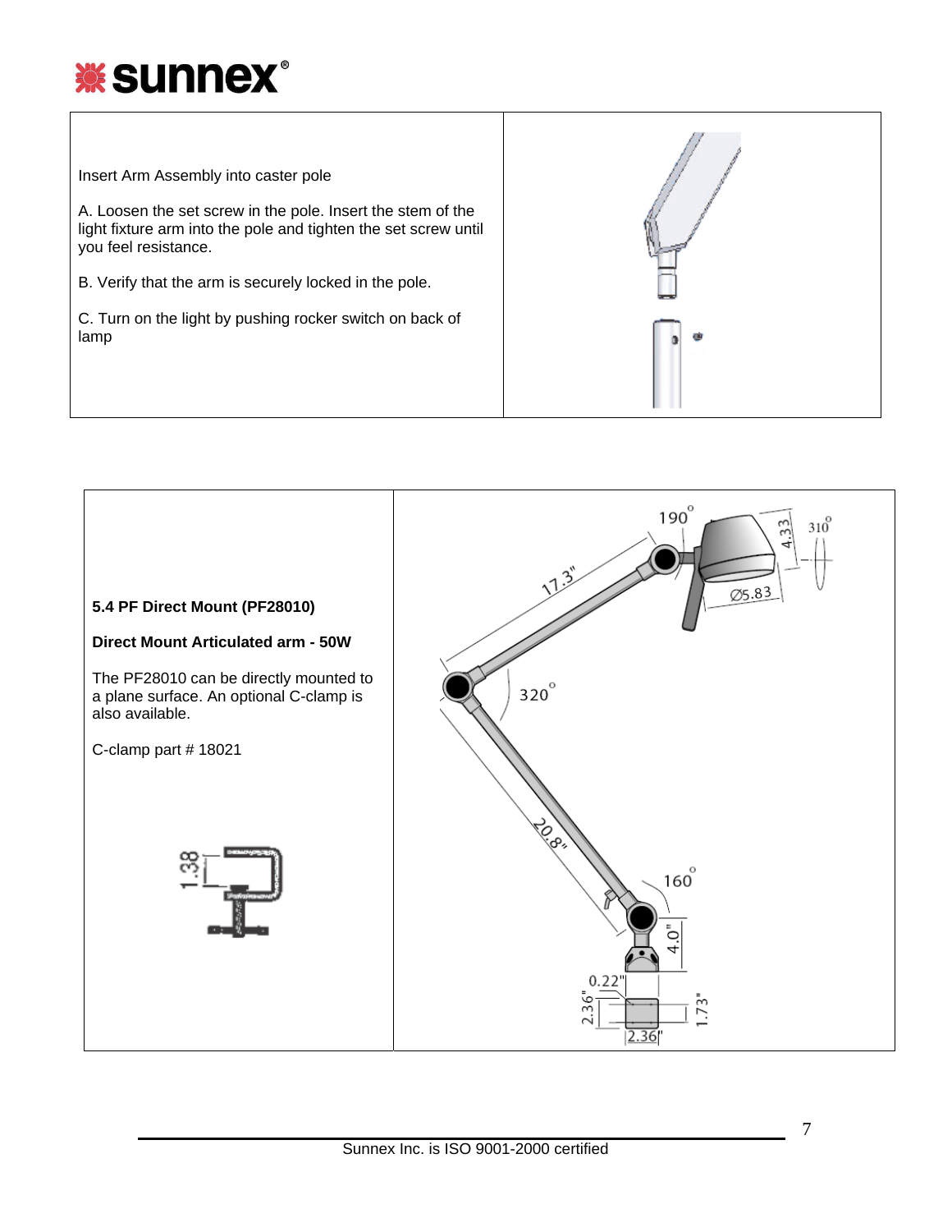Insert Arm Assembly into caster pole

A. Loosen the set screw in the pole. Insert the stem of the light fixture arm into the pole and tighten the set screw until you feel resistance.

B. Verify that the arm is securely locked in the pole.

C. Turn on the light by pushing rocker switch on back of lamp

**5.4 PF Direct Mount (PF28010)**

**Direct Mount Articulated arm - 50W**

The PF28010 can be directly mounted to a plane surface. An optional C-clamp is also available.

C-clamp part # 18021

Sunnex Inc. is ISO 9001-2000 certified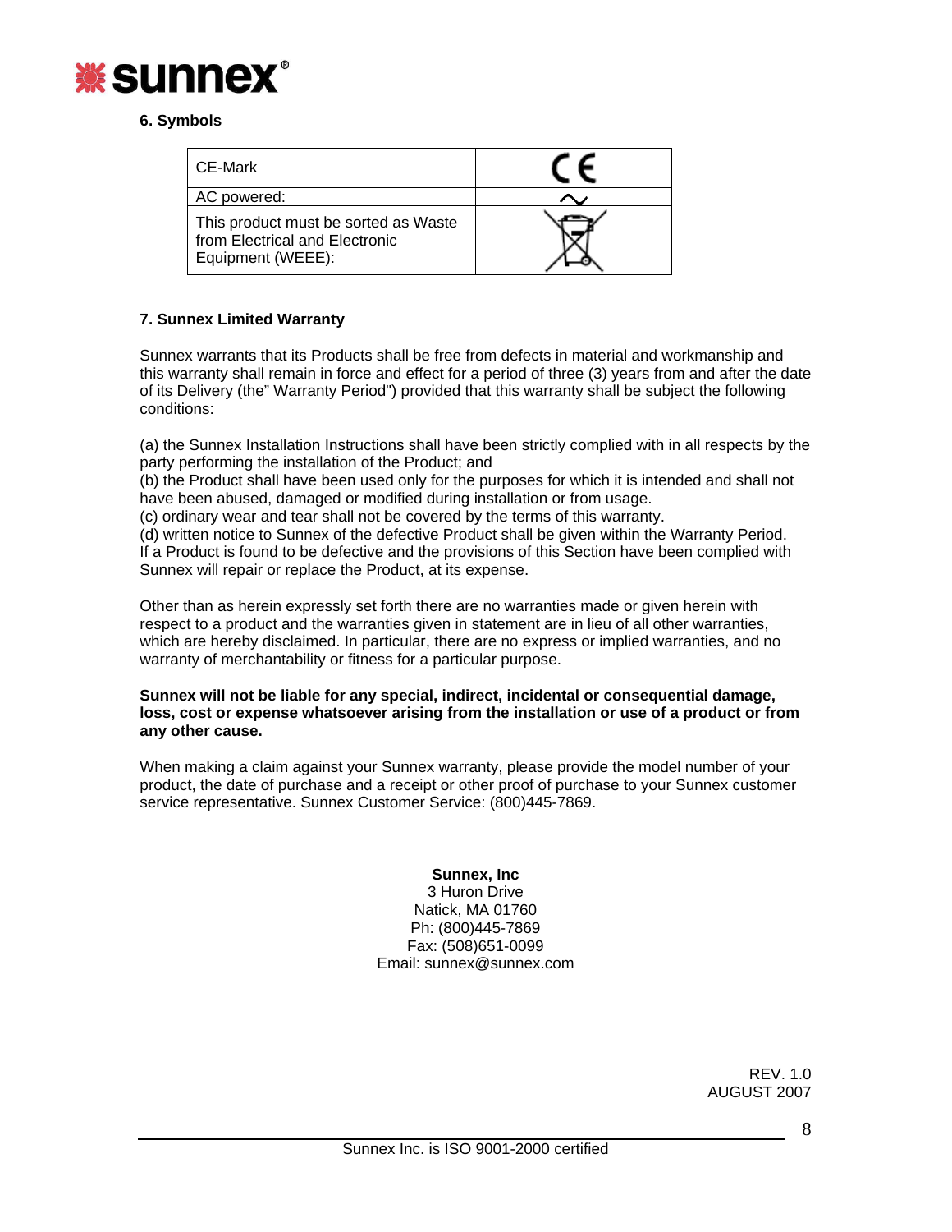## 6. Symbols

| | |
|---|---|
| CE-Mark | CE |
| AC powered: | ∼ |
| This product must be sorted as Waste from Electrical and Electronic Equipment (WEEE): | |

## 7. Sunnex Limited Warranty

Sunnex warrants that its Products shall be free from defects in material and workmanship and this warranty shall remain in force and effect for a period of three (3) years from and after the date of its Delivery (the" Warranty Period") provided that this warranty shall be subject the following conditions:

(a) the Sunnex Installation Instructions shall have been strictly complied with in all respects by the party performing the installation of the Product; and
(b) the Product shall have been used only for the purposes for which it is intended and shall not have been abused, damaged or modified during installation or from usage.
(c) ordinary wear and tear shall not be covered by the terms of this warranty.
(d) written notice to Sunnex of the defective Product shall be given within the Warranty Period.
If a Product is found to be defective and the provisions of this Section have been complied with Sunnex will repair or replace the Product, at its expense.

Other than as herein expressly set forth there are no warranties made or given herein with respect to a product and the warranties given in statement are in lieu of all other warranties, which are hereby disclaimed. In particular, there are no express or implied warranties, and no warranty of merchantability or fitness for a particular purpose.

**Sunnex will not be liable for any special, indirect, incidental or consequential damage, loss, cost or expense whatsoever arising from the installation or use of a product or from any other cause.**

When making a claim against your Sunnex warranty, please provide the model number of your product, the date of purchase and a receipt or other proof of purchase to your Sunnex customer service representative. Sunnex Customer Service: (800)445-7869.

**Sunnex, Inc**
3 Huron Drive
Natick, MA 01760
Ph: (800)445-7869
Fax: (508)651-0099
Email: sunnex@sunnex.com

REV. 1.0
AUGUST 2007

Sunnex Inc. is ISO 9001-2000 certified